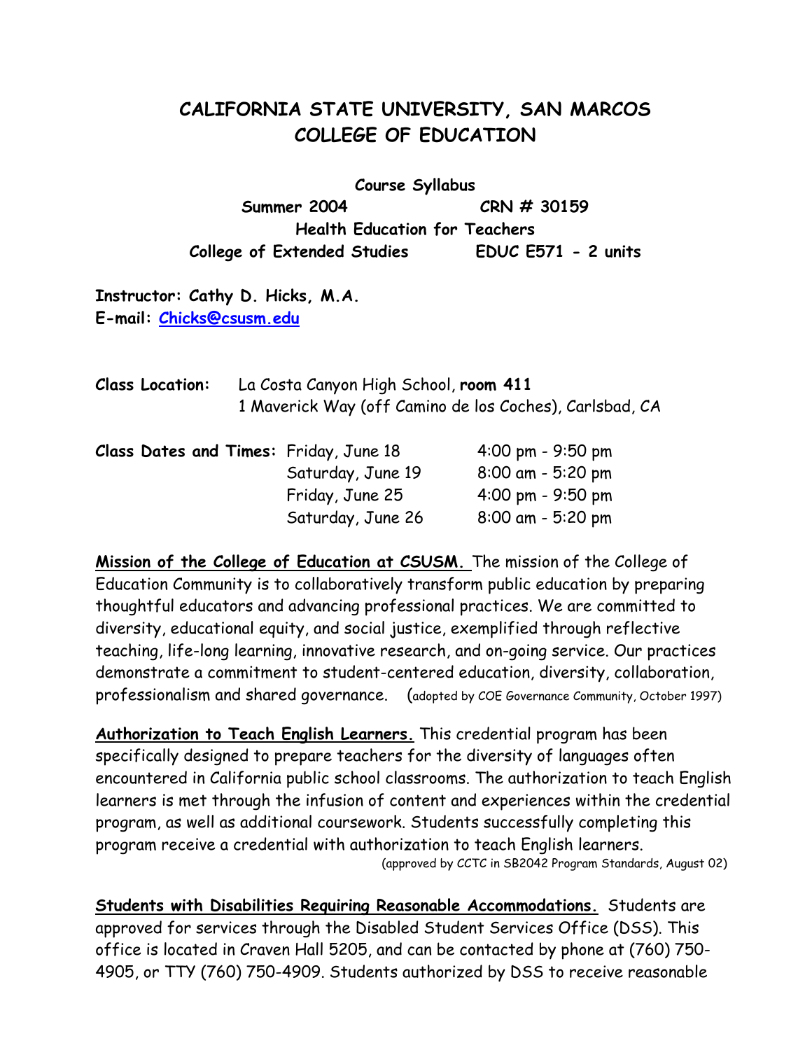# CALIFORNIA STATE UNIVERSITY, SAN MARCOS
# COLLEGE OF EDUCATION

**Course Syllabus**

**Summer 2004 CRN # 30159**

**Health Education for Teachers**

**College of Extended Studies EDUC E571 - 2 units**

**Instructor: Cathy D. Hicks, M.A.**
**E-mail: Chicks@csusm.edu**

**Class Location:** La Costa Canyon High School, **room 411**
1 Maverick Way (off Camino de los Coches), Carlsbad, CA

| **Class Dates and Times:** | | |
|---|---|---|
| | Friday, June 18 | 4:00 pm - 9:50 pm |
| | Saturday, June 19 | 8:00 am - 5:20 pm |
| | Friday, June 25 | 4:00 pm - 9:50 pm |
| | Saturday, June 26 | 8:00 am - 5:20 pm |

**Mission of the College of Education at CSUSM.** The mission of the College of Education Community is to collaboratively transform public education by preparing thoughtful educators and advancing professional practices. We are committed to diversity, educational equity, and social justice, exemplified through reflective teaching, life-long learning, innovative research, and on-going service. Our practices demonstrate a commitment to student-centered education, diversity, collaboration, professionalism and shared governance. (adopted by COE Governance Community, October 1997)

**Authorization to Teach English Learners.** This credential program has been specifically designed to prepare teachers for the diversity of languages often encountered in California public school classrooms. The authorization to teach English learners is met through the infusion of content and experiences within the credential program, as well as additional coursework. Students successfully completing this program receive a credential with authorization to teach English learners.
(approved by CCTC in SB2042 Program Standards, August 02)

**Students with Disabilities Requiring Reasonable Accommodations.** Students are approved for services through the Disabled Student Services Office (DSS). This office is located in Craven Hall 5205, and can be contacted by phone at (760) 750-4905, or TTY (760) 750-4909. Students authorized by DSS to receive reasonable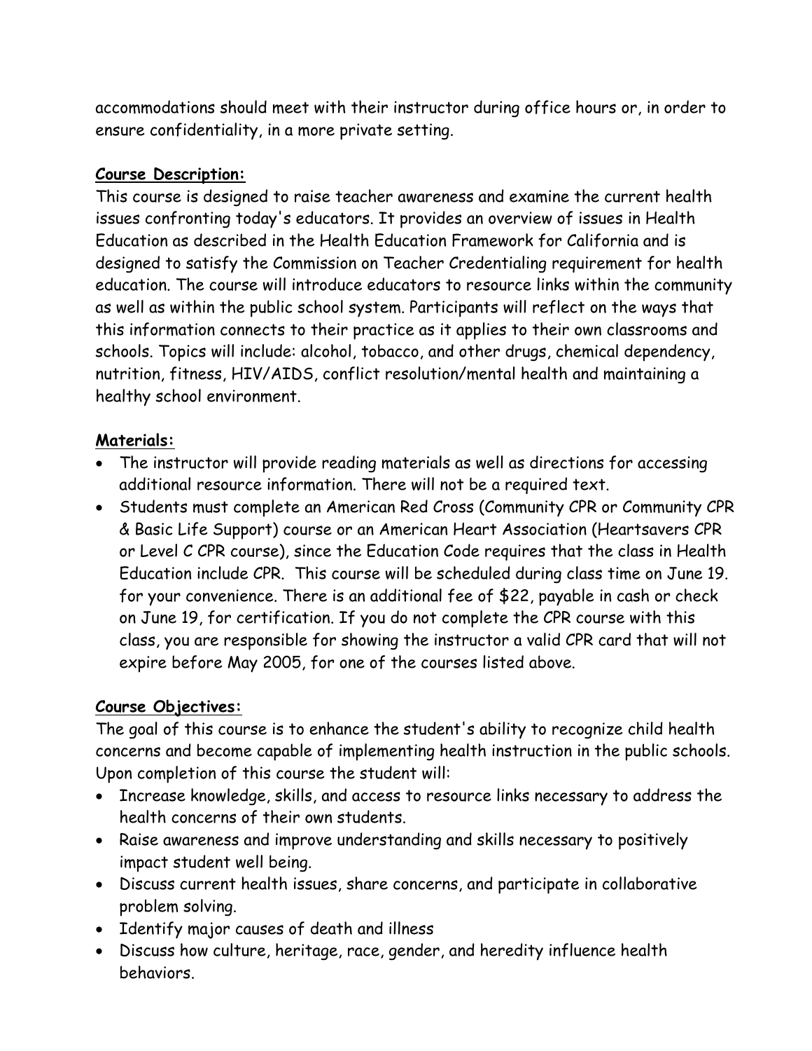accommodations should meet with their instructor during office hours or, in order to ensure confidentiality, in a more private setting.

**Course Description:**

This course is designed to raise teacher awareness and examine the current health issues confronting today's educators. It provides an overview of issues in Health Education as described in the Health Education Framework for California and is designed to satisfy the Commission on Teacher Credentialing requirement for health education. The course will introduce educators to resource links within the community as well as within the public school system. Participants will reflect on the ways that this information connects to their practice as it applies to their own classrooms and schools. Topics will include: alcohol, tobacco, and other drugs, chemical dependency, nutrition, fitness, HIV/AIDS, conflict resolution/mental health and maintaining a healthy school environment.

**Materials:**

- The instructor will provide reading materials as well as directions for accessing additional resource information. There will not be a required text.
- Students must complete an American Red Cross (Community CPR or Community CPR & Basic Life Support) course or an American Heart Association (Heartsavers CPR or Level C CPR course), since the Education Code requires that the class in Health Education include CPR. This course will be scheduled during class time on June 19. for your convenience. There is an additional fee of $22, payable in cash or check on June 19, for certification. If you do not complete the CPR course with this class, you are responsible for showing the instructor a valid CPR card that will not expire before May 2005, for one of the courses listed above.

**Course Objectives:**

The goal of this course is to enhance the student's ability to recognize child health concerns and become capable of implementing health instruction in the public schools. Upon completion of this course the student will:

- Increase knowledge, skills, and access to resource links necessary to address the health concerns of their own students.
- Raise awareness and improve understanding and skills necessary to positively impact student well being.
- Discuss current health issues, share concerns, and participate in collaborative problem solving.
- Identify major causes of death and illness
- Discuss how culture, heritage, race, gender, and heredity influence health behaviors.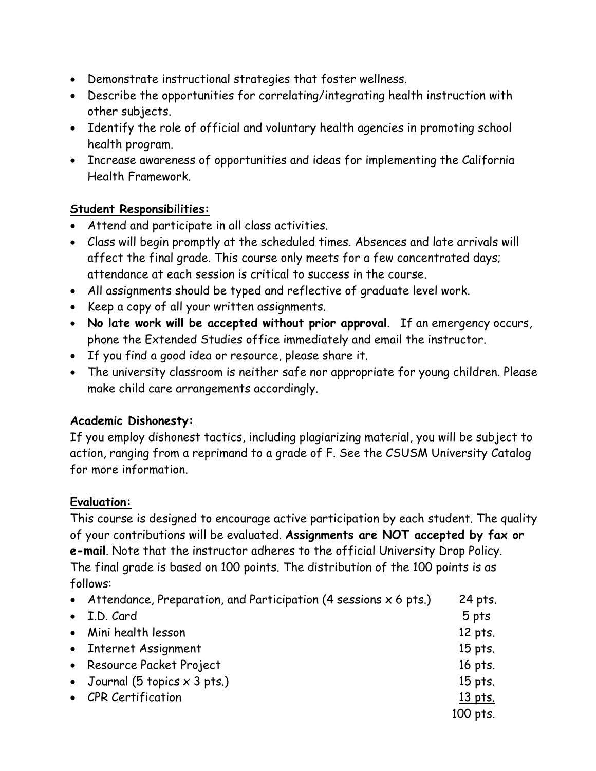- Demonstrate instructional strategies that foster wellness.
- Describe the opportunities for correlating/integrating health instruction with other subjects.
- Identify the role of official and voluntary health agencies in promoting school health program.
- Increase awareness of opportunities and ideas for implementing the California Health Framework.

**Student Responsibilities:**

- Attend and participate in all class activities.
- Class will begin promptly at the scheduled times. Absences and late arrivals will affect the final grade. This course only meets for a few concentrated days; attendance at each session is critical to success in the course.
- All assignments should be typed and reflective of graduate level work.
- Keep a copy of all your written assignments.
- **No late work will be accepted without prior approval**. If an emergency occurs, phone the Extended Studies office immediately and email the instructor.
- If you find a good idea or resource, please share it.
- The university classroom is neither safe nor appropriate for young children. Please make child care arrangements accordingly.

**Academic Dishonesty:**

If you employ dishonest tactics, including plagiarizing material, you will be subject to action, ranging from a reprimand to a grade of F. See the CSUSM University Catalog for more information.

**Evaluation:**

This course is designed to encourage active participation by each student. The quality of your contributions will be evaluated. **Assignments are NOT accepted by fax or e-mail**. Note that the instructor adheres to the official University Drop Policy. The final grade is based on 100 points. The distribution of the 100 points is as follows:

| Item | Points |
|---|---|
| Attendance, Preparation, and Participation (4 sessions x 6 pts.) | 24 pts. |
| I.D. Card | 5 pts |
| Mini health lesson | 12 pts. |
| Internet Assignment | 15 pts. |
| Resource Packet Project | 16 pts. |
| Journal (5 topics x 3 pts.) | 15 pts. |
| CPR Certification | 13 pts. |
| | 100 pts. |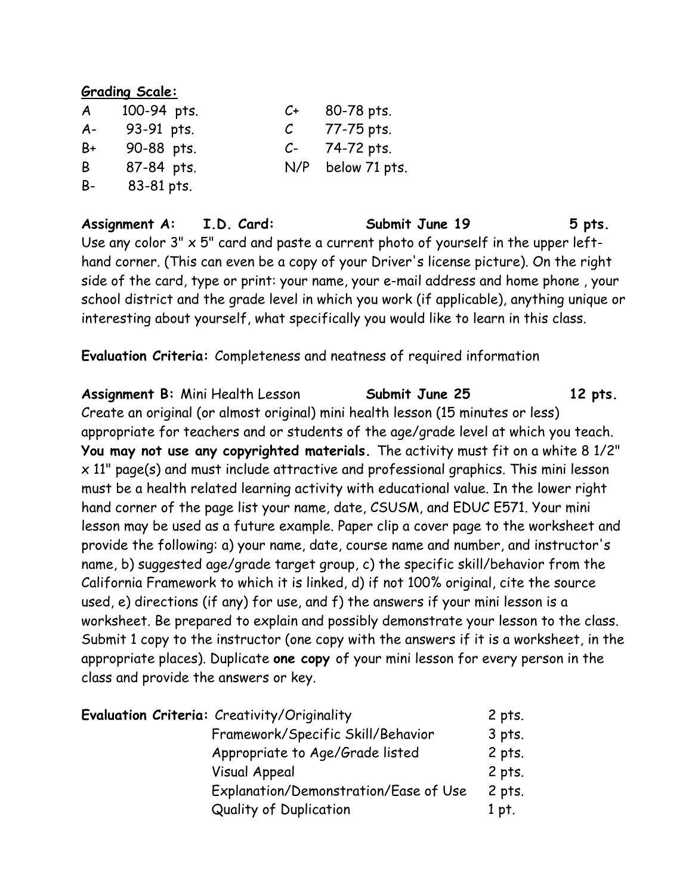**Grading Scale:**

| | | | |
|---|---|---|---|
| A | 100-94 pts. | C+ | 80-78 pts. |
| A- | 93-91 pts. | C | 77-75 pts. |
| B+ | 90-88 pts. | C- | 74-72 pts. |
| B | 87-84 pts. | N/P | below 71 pts. |
| B- | 83-81 pts. | | |

**Assignment A: I.D. Card: Submit June 19 5 pts.**
Use any color 3" x 5" card and paste a current photo of yourself in the upper left-hand corner. (This can even be a copy of your Driver's license picture). On the right side of the card, type or print: your name, your e-mail address and home phone , your school district and the grade level in which you work (if applicable), anything unique or interesting about yourself, what specifically you would like to learn in this class.

**Evaluation Criteria:** Completeness and neatness of required information

**Assignment B:** Mini Health Lesson **Submit June 25 12 pts.**
Create an original (or almost original) mini health lesson (15 minutes or less) appropriate for teachers and or students of the age/grade level at which you teach. **You may not use any copyrighted materials.** The activity must fit on a white 8 1/2" x 11" page(s) and must include attractive and professional graphics. This mini lesson must be a health related learning activity with educational value. In the lower right hand corner of the page list your name, date, CSUSM, and EDUC E571. Your mini lesson may be used as a future example. Paper clip a cover page to the worksheet and provide the following: a) your name, date, course name and number, and instructor's name, b) suggested age/grade target group, c) the specific skill/behavior from the California Framework to which it is linked, d) if not 100% original, cite the source used, e) directions (if any) for use, and f) the answers if your mini lesson is a worksheet. Be prepared to explain and possibly demonstrate your lesson to the class. Submit 1 copy to the instructor (one copy with the answers if it is a worksheet, in the appropriate places). Duplicate **one copy** of your mini lesson for every person in the class and provide the answers or key.

| **Evaluation Criteria:** | | |
|---|---|---|
| | Creativity/Originality | 2 pts. |
| | Framework/Specific Skill/Behavior | 3 pts. |
| | Appropriate to Age/Grade listed | 2 pts. |
| | Visual Appeal | 2 pts. |
| | Explanation/Demonstration/Ease of Use | 2 pts. |
| | Quality of Duplication | 1 pt. |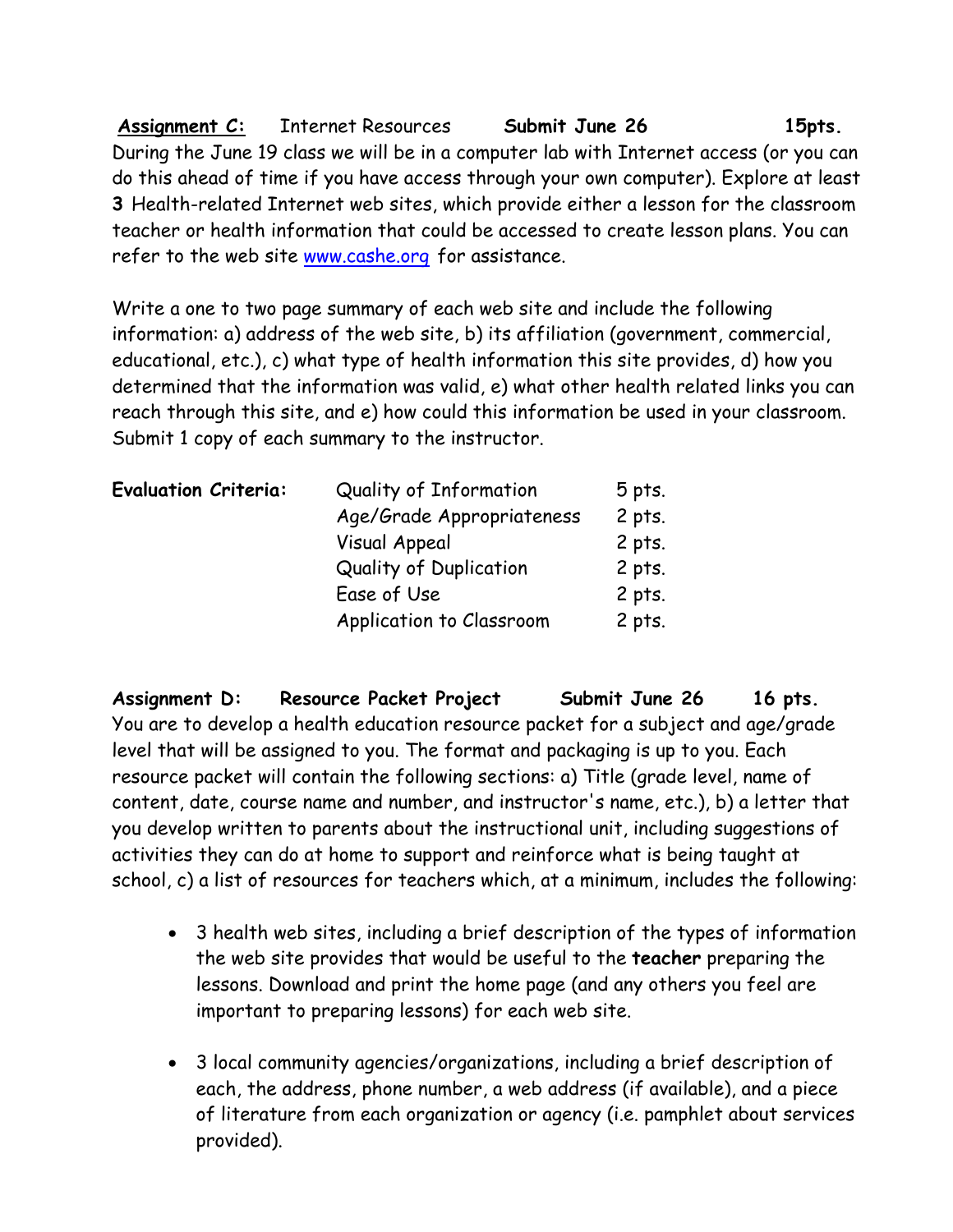**Assignment C:** Internet Resources **Submit June 26** **15pts.**

During the June 19 class we will be in a computer lab with Internet access (or you can do this ahead of time if you have access through your own computer). Explore at least **3** Health-related Internet web sites, which provide either a lesson for the classroom teacher or health information that could be accessed to create lesson plans. You can refer to the web site www.cashe.org for assistance.

Write a one to two page summary of each web site and include the following information: a) address of the web site, b) its affiliation (government, commercial, educational, etc.), c) what type of health information this site provides, d) how you determined that the information was valid, e) what other health related links you can reach through this site, and e) how could this information be used in your classroom. Submit 1 copy of each summary to the instructor.

| **Evaluation Criteria:** | | |
|---|---|---|
| | Quality of Information | 5 pts. |
| | Age/Grade Appropriateness | 2 pts. |
| | Visual Appeal | 2 pts. |
| | Quality of Duplication | 2 pts. |
| | Ease of Use | 2 pts. |
| | Application to Classroom | 2 pts. |

**Assignment D:** **Resource Packet Project** **Submit June 26** **16 pts.**

You are to develop a health education resource packet for a subject and age/grade level that will be assigned to you. The format and packaging is up to you. Each resource packet will contain the following sections: a) Title (grade level, name of content, date, course name and number, and instructor's name, etc.), b) a letter that you develop written to parents about the instructional unit, including suggestions of activities they can do at home to support and reinforce what is being taught at school, c) a list of resources for teachers which, at a minimum, includes the following:

- 3 health web sites, including a brief description of the types of information the web site provides that would be useful to the **teacher** preparing the lessons. Download and print the home page (and any others you feel are important to preparing lessons) for each web site.

- 3 local community agencies/organizations, including a brief description of each, the address, phone number, a web address (if available), and a piece of literature from each organization or agency (i.e. pamphlet about services provided).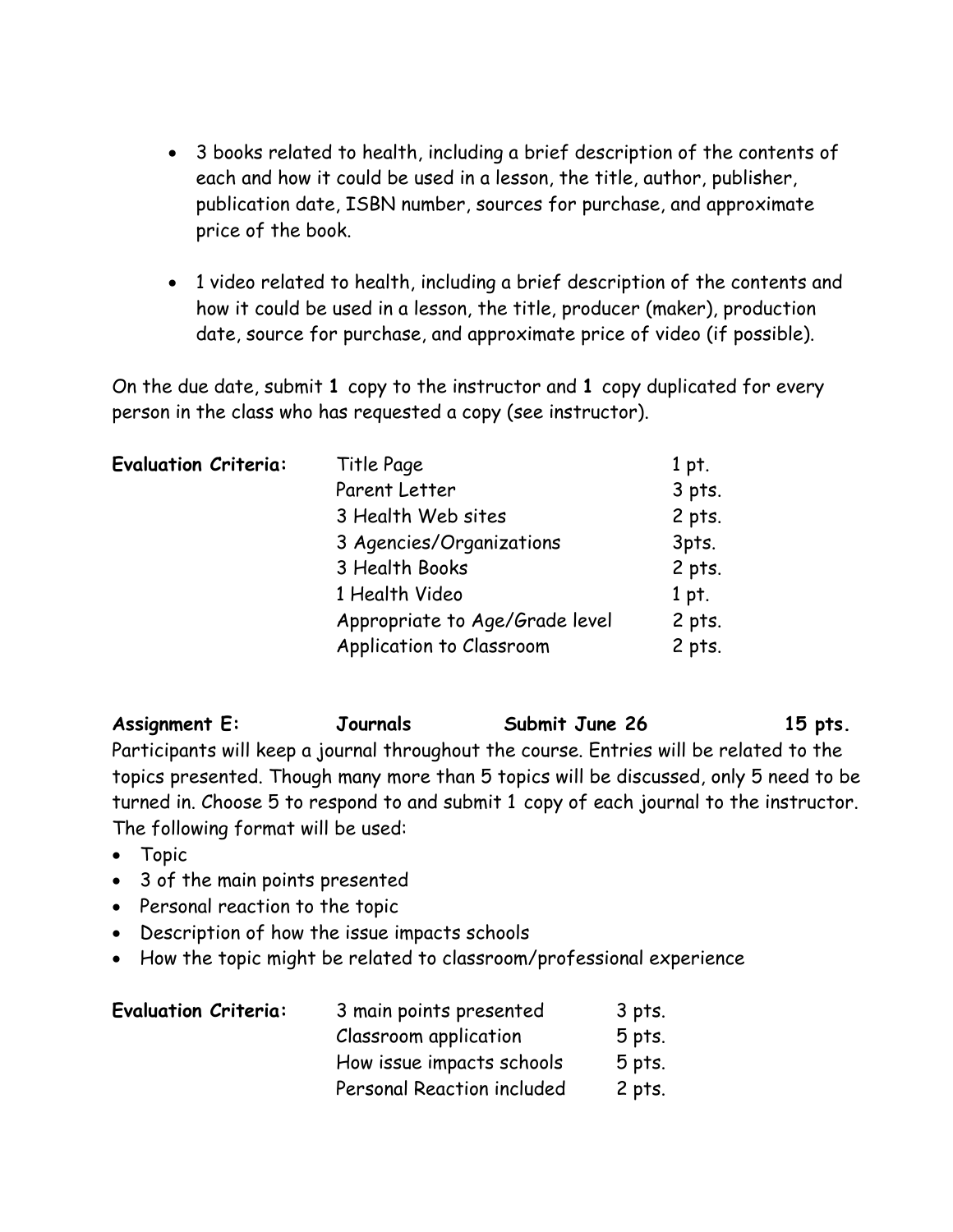- 3 books related to health, including a brief description of the contents of each and how it could be used in a lesson, the title, author, publisher, publication date, ISBN number, sources for purchase, and approximate price of the book.

- 1 video related to health, including a brief description of the contents and how it could be used in a lesson, the title, producer (maker), production date, source for purchase, and approximate price of video (if possible).

On the due date, submit **1** copy to the instructor and **1** copy duplicated for every person in the class who has requested a copy (see instructor).

| **Evaluation Criteria:** | Title Page | 1 pt. |
|---|---|---|
| | Parent Letter | 3 pts. |
| | 3 Health Web sites | 2 pts. |
| | 3 Agencies/Organizations | 3pts. |
| | 3 Health Books | 2 pts. |
| | 1 Health Video | 1 pt. |
| | Appropriate to Age/Grade level | 2 pts. |
| | Application to Classroom | 2 pts. |

**Assignment E: Journals Submit June 26 15 pts.**

Participants will keep a journal throughout the course. Entries will be related to the topics presented. Though many more than 5 topics will be discussed, only 5 need to be turned in. Choose 5 to respond to and submit 1 copy of each journal to the instructor. The following format will be used:

- Topic
- 3 of the main points presented
- Personal reaction to the topic
- Description of how the issue impacts schools
- How the topic might be related to classroom/professional experience

| **Evaluation Criteria:** | 3 main points presented | 3 pts. |
|---|---|---|
| | Classroom application | 5 pts. |
| | How issue impacts schools | 5 pts. |
| | Personal Reaction included | 2 pts. |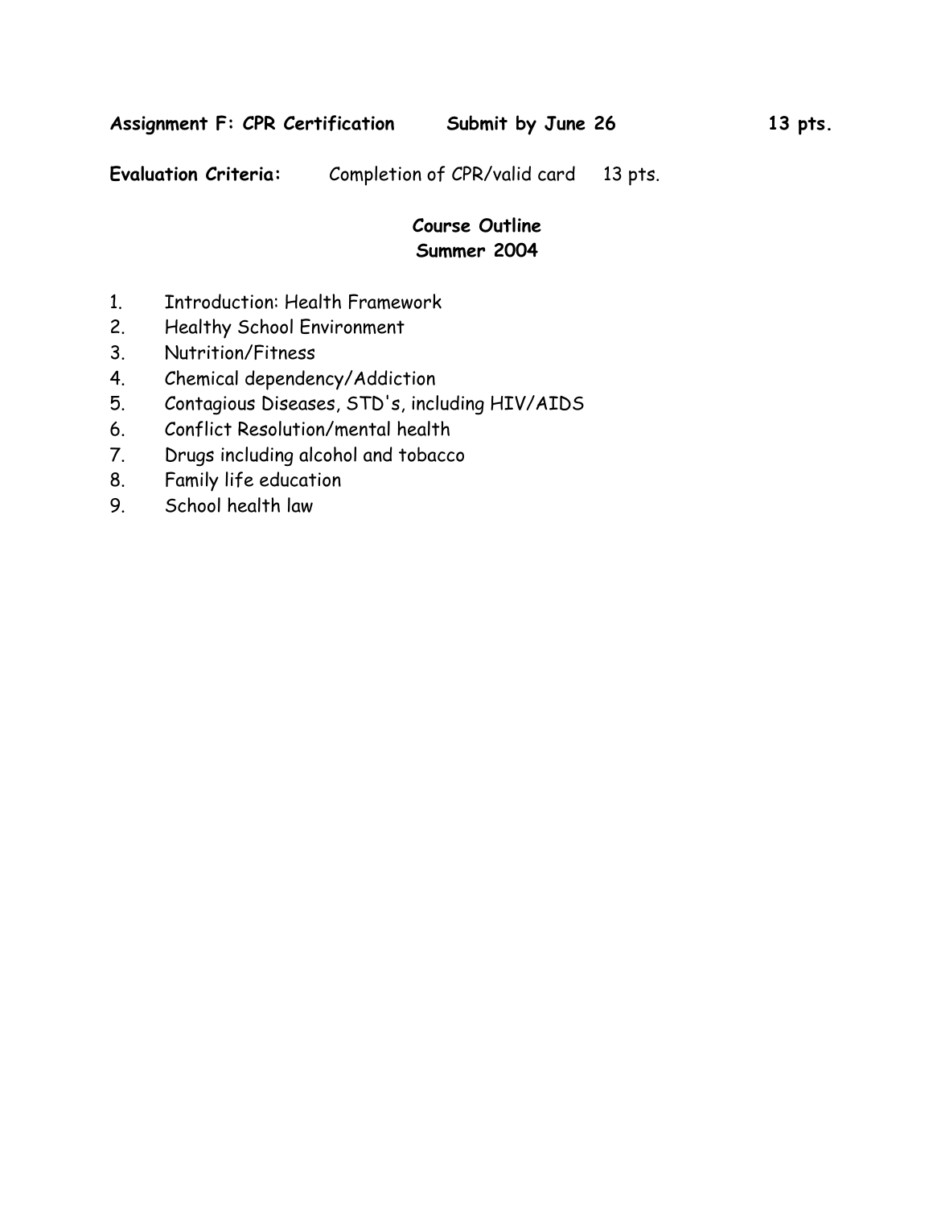**Assignment F: CPR Certification  Submit by June 26  13 pts.**

**Evaluation Criteria:** Completion of CPR/valid card 13 pts.

## Course Outline
## Summer 2004

1. Introduction: Health Framework
2. Healthy School Environment
3. Nutrition/Fitness
4. Chemical dependency/Addiction
5. Contagious Diseases, STD's, including HIV/AIDS
6. Conflict Resolution/mental health
7. Drugs including alcohol and tobacco
8. Family life education
9. School health law